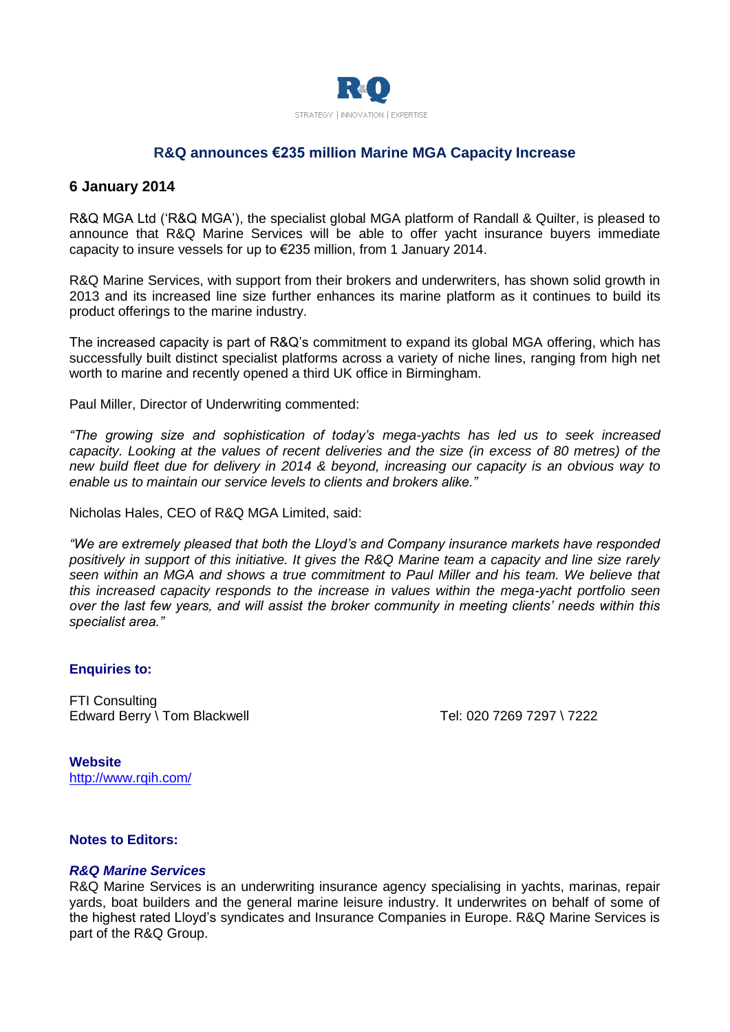R&Q

STRATEGY | INNOVATION | EXPERTISE

# R&Q announces €235 million Marine MGA Capacity Increase

## 6 January 2014

R&Q MGA Ltd ('R&Q MGA'), the specialist global MGA platform of Randall & Quilter, is pleased to announce that R&Q Marine Services will be able to offer yacht insurance buyers immediate capacity to insure vessels for up to €235 million, from 1 January 2014.

R&Q Marine Services, with support from their brokers and underwriters, has shown solid growth in 2013 and its increased line size further enhances its marine platform as it continues to build its product offerings to the marine industry.

The increased capacity is part of R&Q's commitment to expand its global MGA offering, which has successfully built distinct specialist platforms across a variety of niche lines, ranging from high net worth to marine and recently opened a third UK office in Birmingham.

Paul Miller, Director of Underwriting commented:

*"The growing size and sophistication of today's mega-yachts has led us to seek increased capacity. Looking at the values of recent deliveries and the size (in excess of 80 metres) of the new build fleet due for delivery in 2014 & beyond, increasing our capacity is an obvious way to enable us to maintain our service levels to clients and brokers alike."*

Nicholas Hales, CEO of R&Q MGA Limited, said:

*"We are extremely pleased that both the Lloyd's and Company insurance markets have responded positively in support of this initiative. It gives the R&Q Marine team a capacity and line size rarely seen within an MGA and shows a true commitment to Paul Miller and his team. We believe that this increased capacity responds to the increase in values within the mega-yacht portfolio seen over the last few years, and will assist the broker community in meeting clients' needs within this specialist area."*

**Enquiries to:**

FTI Consulting
Edward Berry \ Tom Blackwell — Tel: 020 7269 7297 \ 7222

**Website**
http://www.rqih.com/

**Notes to Editors:**

***R&Q Marine Services***
R&Q Marine Services is an underwriting insurance agency specialising in yachts, marinas, repair yards, boat builders and the general marine leisure industry. It underwrites on behalf of some of the highest rated Lloyd's syndicates and Insurance Companies in Europe. R&Q Marine Services is part of the R&Q Group.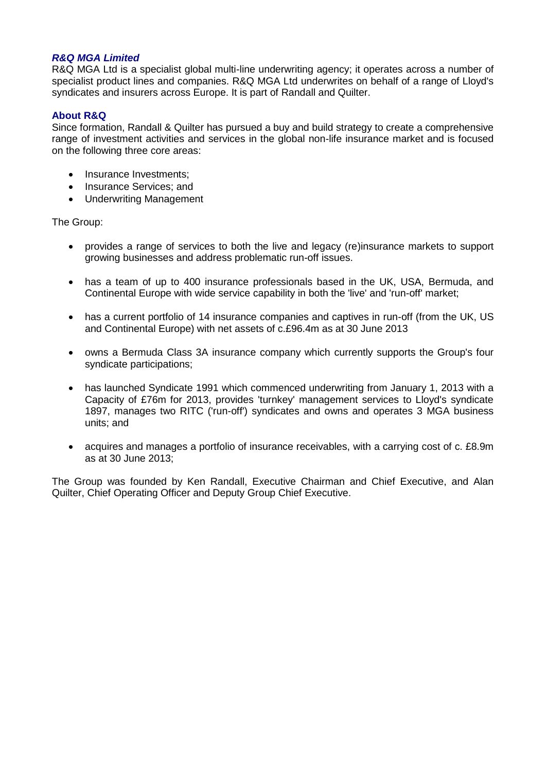### *R&Q MGA Limited*

R&Q MGA Ltd is a specialist global multi-line underwriting agency; it operates across a number of specialist product lines and companies. R&Q MGA Ltd underwrites on behalf of a range of Lloyd's syndicates and insurers across Europe. It is part of Randall and Quilter.

### About R&Q

Since formation, Randall & Quilter has pursued a buy and build strategy to create a comprehensive range of investment activities and services in the global non-life insurance market and is focused on the following three core areas:

- Insurance Investments;
- Insurance Services; and
- Underwriting Management

The Group:

- provides a range of services to both the live and legacy (re)insurance markets to support growing businesses and address problematic run-off issues.
- has a team of up to 400 insurance professionals based in the UK, USA, Bermuda, and Continental Europe with wide service capability in both the 'live' and 'run-off' market;
- has a current portfolio of 14 insurance companies and captives in run-off (from the UK, US and Continental Europe) with net assets of c.£96.4m as at 30 June 2013
- owns a Bermuda Class 3A insurance company which currently supports the Group's four syndicate participations;
- has launched Syndicate 1991 which commenced underwriting from January 1, 2013 with a Capacity of £76m for 2013, provides 'turnkey' management services to Lloyd's syndicate 1897, manages two RITC ('run-off') syndicates and owns and operates 3 MGA business units; and
- acquires and manages a portfolio of insurance receivables, with a carrying cost of c. £8.9m as at 30 June 2013;

The Group was founded by Ken Randall, Executive Chairman and Chief Executive, and Alan Quilter, Chief Operating Officer and Deputy Group Chief Executive.